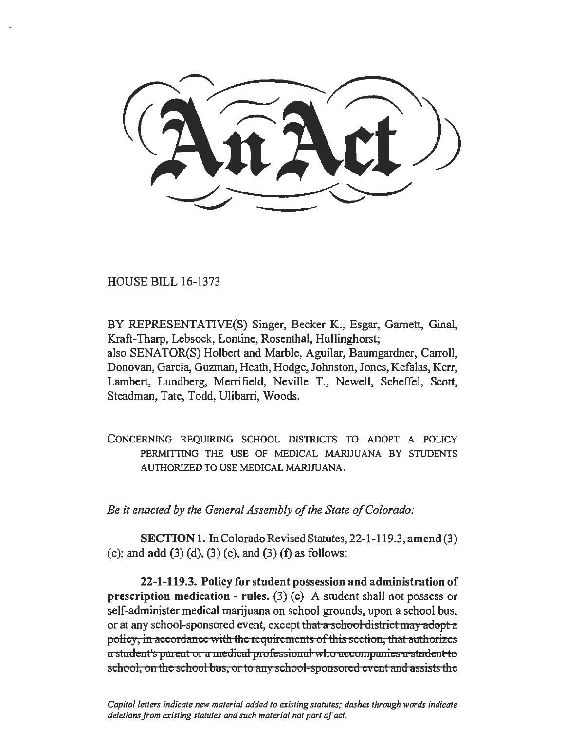# An Act

HOUSE BILL 16-1373

BY REPRESENTATIVE(S) Singer, Becker K., Esgar, Garnett, Ginal, Kraft-Tharp, Lebsock, Lontine, Rosenthal, Hullinghorst;
also SENATOR(S) Holbert and Marble, Aguilar, Baumgardner, Carroll, Donovan, Garcia, Guzman, Heath, Hodge, Johnston, Jones, Kefalas, Kerr, Lambert, Lundberg, Merrifield, Neville T., Newell, Scheffel, Scott, Steadman, Tate, Todd, Ulibarri, Woods.

CONCERNING REQUIRING SCHOOL DISTRICTS TO ADOPT A POLICY PERMITTING THE USE OF MEDICAL MARIJUANA BY STUDENTS AUTHORIZED TO USE MEDICAL MARIJUANA.

*Be it enacted by the General Assembly of the State of Colorado:*

**SECTION 1.** In Colorado Revised Statutes, 22-1-119.3, **amend** (3) (c); and **add** (3) (d), (3) (e), and (3) (f) as follows:

**22-1-119.3. Policy for student possession and administration of prescription medication - rules.** (3) (c) A student shall not possess or self-administer medical marijuana on school grounds, upon a school bus, or at any school-sponsored event, except ~~that a school district may adopt a policy, in accordance with the requirements of this section, that authorizes a student's parent or a medical professional who accompanies a student to school, on the school bus, or to any school-sponsored event and assists the~~

*Capital letters indicate new material added to existing statutes; dashes through words indicate deletions from existing statutes and such material not part of act.*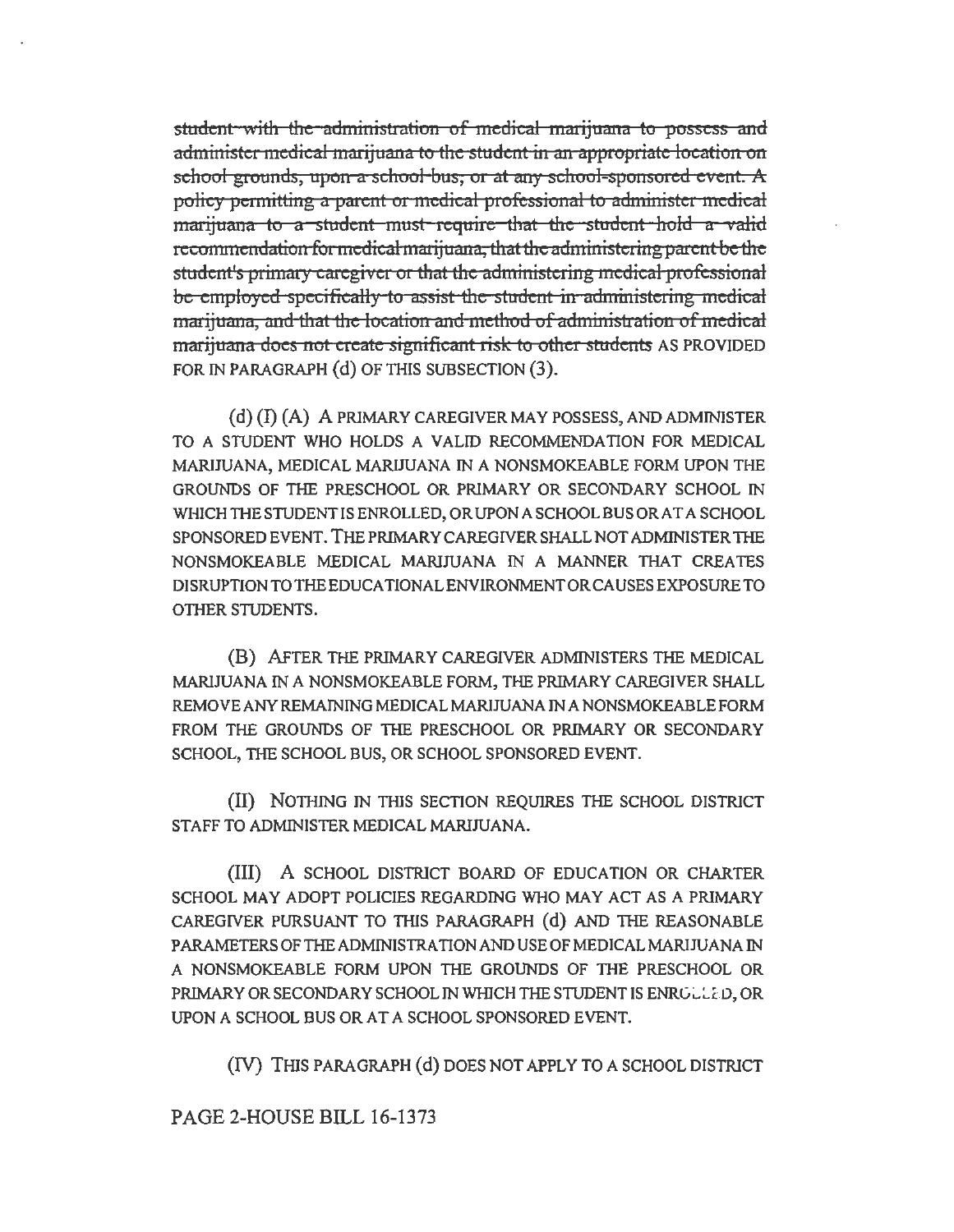~~student with the administration of medical marijuana to possess and administer medical marijuana to the student in an appropriate location on school grounds, upon a school bus, or at any school-sponsored event. A policy permitting a parent or medical professional to administer medical marijuana to a student must require that the student hold a valid recommendation for medical marijuana, that the administering parent be the student's primary caregiver or that the administering medical professional be employed specifically to assist the student in administering medical marijuana, and that the location and method of administration of medical marijuana does not create significant risk to other students~~ AS PROVIDED FOR IN PARAGRAPH (d) OF THIS SUBSECTION (3).

(d) (I) (A) A PRIMARY CAREGIVER MAY POSSESS, AND ADMINISTER TO A STUDENT WHO HOLDS A VALID RECOMMENDATION FOR MEDICAL MARIJUANA, MEDICAL MARIJUANA IN A NONSMOKEABLE FORM UPON THE GROUNDS OF THE PRESCHOOL OR PRIMARY OR SECONDARY SCHOOL IN WHICH THE STUDENT IS ENROLLED, OR UPON A SCHOOL BUS OR AT A SCHOOL SPONSORED EVENT. THE PRIMARY CAREGIVER SHALL NOT ADMINISTER THE NONSMOKEABLE MEDICAL MARIJUANA IN A MANNER THAT CREATES DISRUPTION TO THE EDUCATIONAL ENVIRONMENT OR CAUSES EXPOSURE TO OTHER STUDENTS.

(B) AFTER THE PRIMARY CAREGIVER ADMINISTERS THE MEDICAL MARIJUANA IN A NONSMOKEABLE FORM, THE PRIMARY CAREGIVER SHALL REMOVE ANY REMAINING MEDICAL MARIJUANA IN A NONSMOKEABLE FORM FROM THE GROUNDS OF THE PRESCHOOL OR PRIMARY OR SECONDARY SCHOOL, THE SCHOOL BUS, OR SCHOOL SPONSORED EVENT.

(II) NOTHING IN THIS SECTION REQUIRES THE SCHOOL DISTRICT STAFF TO ADMINISTER MEDICAL MARIJUANA.

(III) A SCHOOL DISTRICT BOARD OF EDUCATION OR CHARTER SCHOOL MAY ADOPT POLICIES REGARDING WHO MAY ACT AS A PRIMARY CAREGIVER PURSUANT TO THIS PARAGRAPH (d) AND THE REASONABLE PARAMETERS OF THE ADMINISTRATION AND USE OF MEDICAL MARIJUANA IN A NONSMOKEABLE FORM UPON THE GROUNDS OF THE PRESCHOOL OR PRIMARY OR SECONDARY SCHOOL IN WHICH THE STUDENT IS ENROLLED, OR UPON A SCHOOL BUS OR AT A SCHOOL SPONSORED EVENT.

(IV) THIS PARAGRAPH (d) DOES NOT APPLY TO A SCHOOL DISTRICT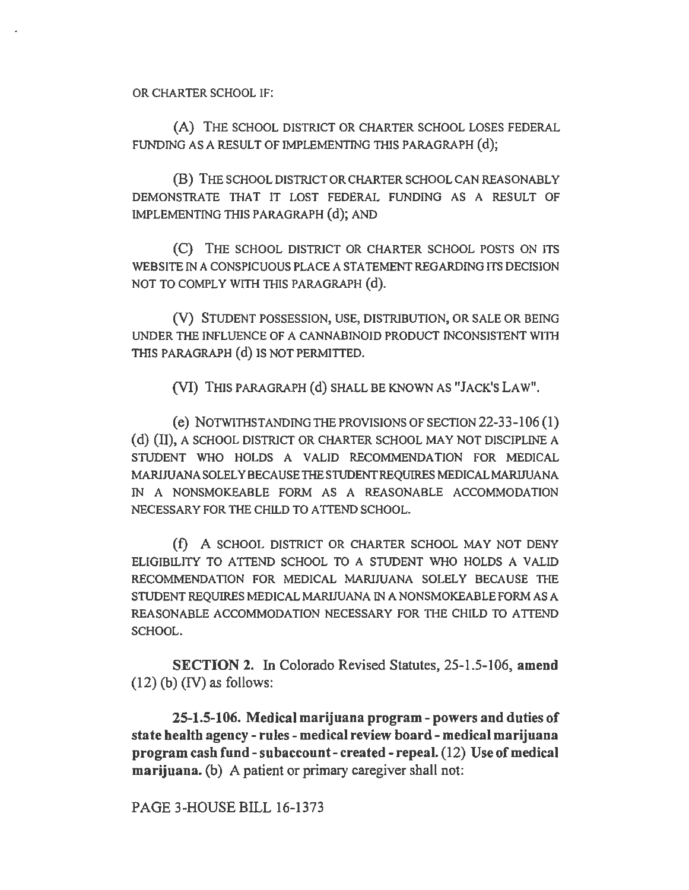OR CHARTER SCHOOL IF:

(A) THE SCHOOL DISTRICT OR CHARTER SCHOOL LOSES FEDERAL FUNDING AS A RESULT OF IMPLEMENTING THIS PARAGRAPH (d);

(B) THE SCHOOL DISTRICT OR CHARTER SCHOOL CAN REASONABLY DEMONSTRATE THAT IT LOST FEDERAL FUNDING AS A RESULT OF IMPLEMENTING THIS PARAGRAPH (d); AND

(C) THE SCHOOL DISTRICT OR CHARTER SCHOOL POSTS ON ITS WEBSITE IN A CONSPICUOUS PLACE A STATEMENT REGARDING ITS DECISION NOT TO COMPLY WITH THIS PARAGRAPH (d).

(V) STUDENT POSSESSION, USE, DISTRIBUTION, OR SALE OR BEING UNDER THE INFLUENCE OF A CANNABINOID PRODUCT INCONSISTENT WITH THIS PARAGRAPH (d) IS NOT PERMITTED.

(VI) THIS PARAGRAPH (d) SHALL BE KNOWN AS "JACK'S LAW".

(e) NOTWITHSTANDING THE PROVISIONS OF SECTION 22-33-106 (1) (d) (II), A SCHOOL DISTRICT OR CHARTER SCHOOL MAY NOT DISCIPLINE A STUDENT WHO HOLDS A VALID RECOMMENDATION FOR MEDICAL MARIJUANA SOLELY BECAUSE THE STUDENT REQUIRES MEDICAL MARIJUANA IN A NONSMOKEABLE FORM AS A REASONABLE ACCOMMODATION NECESSARY FOR THE CHILD TO ATTEND SCHOOL.

(f) A SCHOOL DISTRICT OR CHARTER SCHOOL MAY NOT DENY ELIGIBILITY TO ATTEND SCHOOL TO A STUDENT WHO HOLDS A VALID RECOMMENDATION FOR MEDICAL MARIJUANA SOLELY BECAUSE THE STUDENT REQUIRES MEDICAL MARIJUANA IN A NONSMOKEABLE FORM AS A REASONABLE ACCOMMODATION NECESSARY FOR THE CHILD TO ATTEND SCHOOL.

**SECTION 2.** In Colorado Revised Statutes, 25-1.5-106, **amend** (12) (b) (IV) as follows:

**25-1.5-106. Medical marijuana program - powers and duties of state health agency - rules - medical review board - medical marijuana program cash fund - subaccount - created - repeal.** (12) **Use of medical marijuana.** (b) A patient or primary caregiver shall not: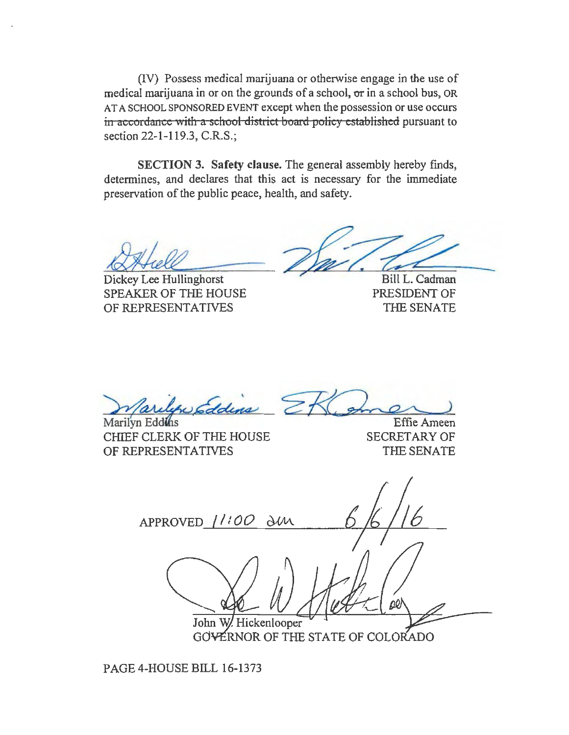(IV) Possess medical marijuana or otherwise engage in the use of medical marijuana in or on the grounds of a school, ~~or~~ in a school bus, OR AT A SCHOOL SPONSORED EVENT except when the possession or use occurs ~~in accordance with a school district board policy established~~ pursuant to section 22-1-119.3, C.R.S.;

**SECTION 3. Safety clause.** The general assembly hereby finds, determines, and declares that this act is necessary for the immediate preservation of the public peace, health, and safety.

Dickey Lee Hullinghorst
SPEAKER OF THE HOUSE
OF REPRESENTATIVES

Bill L. Cadman
PRESIDENT OF
THE SENATE

Marilyn Eddins
CHIEF CLERK OF THE HOUSE
OF REPRESENTATIVES

Effie Ameen
SECRETARY OF
THE SENATE

APPROVED 11:00 am 6/6/16

John W. Hickenlooper
GOVERNOR OF THE STATE OF COLORADO

PAGE 4-HOUSE BILL 16-1373